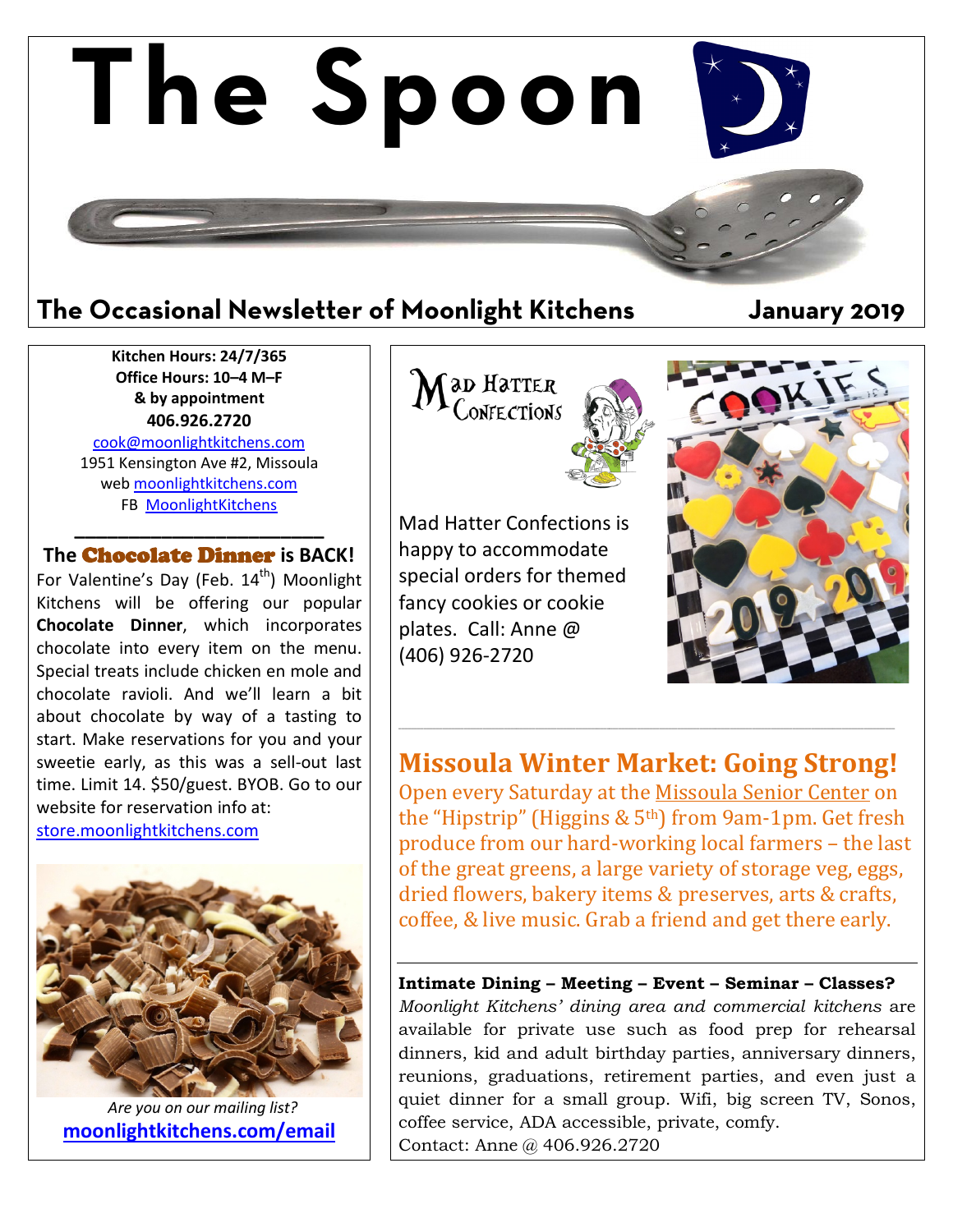# The Spoon

## The Occasional Newsletter of Moonlight Kitchens — January 2019

**Kitchen Hours: 24/7/365**
**Office Hours: 10–4 M–F**
**& by appointment**
**406.926.2720**

cook@moonlightkitchens.com
1951 Kensington Ave #2, Missoula
web moonlightkitchens.com
FB MoonlightKitchens

---

## The Chocolate Dinner is BACK!

For Valentine's Day (Feb. 14th) Moonlight Kitchens will be offering our popular **Chocolate Dinner**, which incorporates chocolate into every item on the menu. Special treats include chicken en mole and chocolate ravioli. And we'll learn a bit about chocolate by way of a tasting to start. Make reservations for you and your sweetie early, as this was a sell-out last time. Limit 14. $50/guest. BYOB. Go to our website for reservation info at: store.moonlightkitchens.com

*Are you on our mailing list?*
**moonlightkitchens.com/email**

---

Mad Hatter Confections

Mad Hatter Confections is happy to accommodate special orders for themed fancy cookies or cookie plates. Call: Anne @ (406) 926-2720

---

## Missoula Winter Market: Going Strong!

Open every Saturday at the Missoula Senior Center on the "Hipstrip" (Higgins & 5th) from 9am-1pm. Get fresh produce from our hard-working local farmers – the last of the great greens, a large variety of storage veg, eggs, dried flowers, bakery items & preserves, arts & crafts, coffee, & live music. Grab a friend and get there early.

---

**Intimate Dining – Meeting – Event – Seminar – Classes?**
*Moonlight Kitchens' dining area and commercial kitchens* are available for private use such as food prep for rehearsal dinners, kid and adult birthday parties, anniversary dinners, reunions, graduations, retirement parties, and even just a quiet dinner for a small group. Wifi, big screen TV, Sonos, coffee service, ADA accessible, private, comfy.
Contact: Anne @ 406.926.2720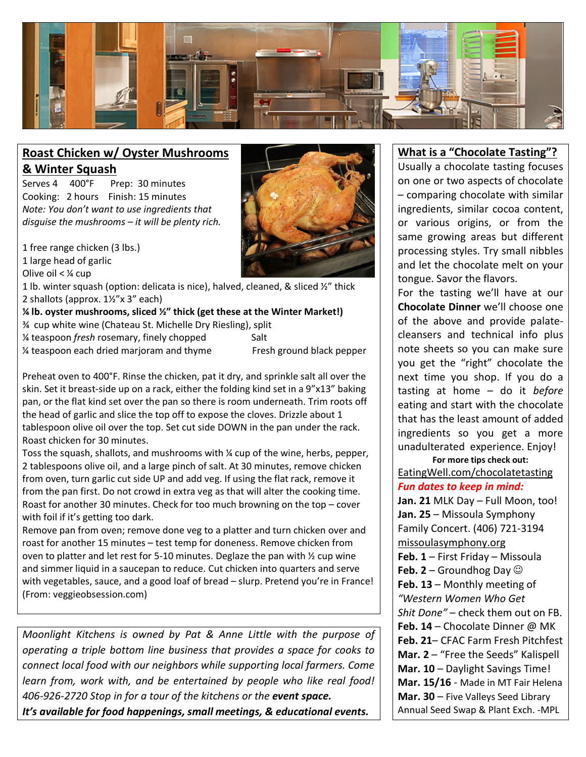## Roast Chicken w/ Oyster Mushrooms & Winter Squash

Serves 4  400°F  Prep: 30 minutes
Cooking: 2 hours  Finish: 15 minutes
*Note: You don't want to use ingredients that disguise the mushrooms – it will be plenty rich.*

1 free range chicken (3 lbs.)
1 large head of garlic
Olive oil < ¼ cup
1 lb. winter squash (option: delicata is nice), halved, cleaned, & sliced ½" thick
2 shallots (approx. 1½"x 3" each)
**¼ lb. oyster mushrooms, sliced ½" thick (get these at the Winter Market!)**
¾ cup white wine (Chateau St. Michelle Dry Riesling), split
¼ teaspoon *fresh* rosemary, finely chopped
¼ teaspoon each dried marjoram and thyme
Salt
Fresh ground black pepper

Preheat oven to 400°F. Rinse the chicken, pat it dry, and sprinkle salt all over the skin. Set it breast-side up on a rack, either the folding kind set in a 9"x13" baking pan, or the flat kind set over the pan so there is room underneath. Trim roots off the head of garlic and slice the top off to expose the cloves. Drizzle about 1 tablespoon olive oil over the top. Set cut side DOWN in the pan under the rack. Roast chicken for 30 minutes.

Toss the squash, shallots, and mushrooms with ¼ cup of the wine, herbs, pepper, 2 tablespoons olive oil, and a large pinch of salt. At 30 minutes, remove chicken from oven, turn garlic cut side UP and add veg. If using the flat rack, remove it from the pan first. Do not crowd in extra veg as that will alter the cooking time. Roast for another 30 minutes. Check for too much browning on the top – cover with foil if it's getting too dark.

Remove pan from oven; remove done veg to a platter and turn chicken over and roast for another 15 minutes – test temp for doneness. Remove chicken from oven to platter and let rest for 5-10 minutes. Deglaze the pan with ½ cup wine and simmer liquid in a saucepan to reduce. Cut chicken into quarters and serve with vegetables, sauce, and a good loaf of bread – slurp. Pretend you're in France! (From: veggieobsession.com)

*Moonlight Kitchens is owned by Pat & Anne Little with the purpose of operating a triple bottom line business that provides a space for cooks to connect local food with our neighbors while supporting local farmers. Come learn from, work with, and be entertained by people who like real food! 406-926-2720 Stop in for a tour of the kitchens or the* ***event space.***
***It's available for food happenings, small meetings, & educational events.***

## What is a "Chocolate Tasting"?

Usually a chocolate tasting focuses on one or two aspects of chocolate – comparing chocolate with similar ingredients, similar cocoa content, or various origins, or from the same growing areas but different processing styles. Try small nibbles and let the chocolate melt on your tongue. Savor the flavors.

For the tasting we'll have at our **Chocolate Dinner** we'll choose one of the above and provide palate-cleansers and technical info plus note sheets so you can make sure you get the "right" chocolate the next time you shop. If you do a tasting at home – do it *before* eating and start with the chocolate that has the least amount of added ingredients so you get a more unadulterated experience. Enjoy!

**For more tips check out:**
EatingWell.com/chocolatetasting

***Fun dates to keep in mind:***

**Jan. 21** MLK Day – Full Moon, too!
**Jan. 25** – Missoula Symphony Family Concert. (406) 721-3194 missoulasymphony.org
**Feb. 1** – First Friday – Missoula
**Feb. 2** – Groundhog Day ☺
**Feb. 13** – Monthly meeting of *"Western Women Who Get Shit Done"* – check them out on FB.
**Feb. 14** – Chocolate Dinner @ MK
**Feb. 21**– CFAC Farm Fresh Pitchfest
**Mar. 2** – "Free the Seeds" Kalispell
**Mar. 10** – Daylight Savings Time!
**Mar. 15/16** - Made in MT Fair Helena
**Mar. 30** – Five Valleys Seed Library Annual Seed Swap & Plant Exch. -MPL